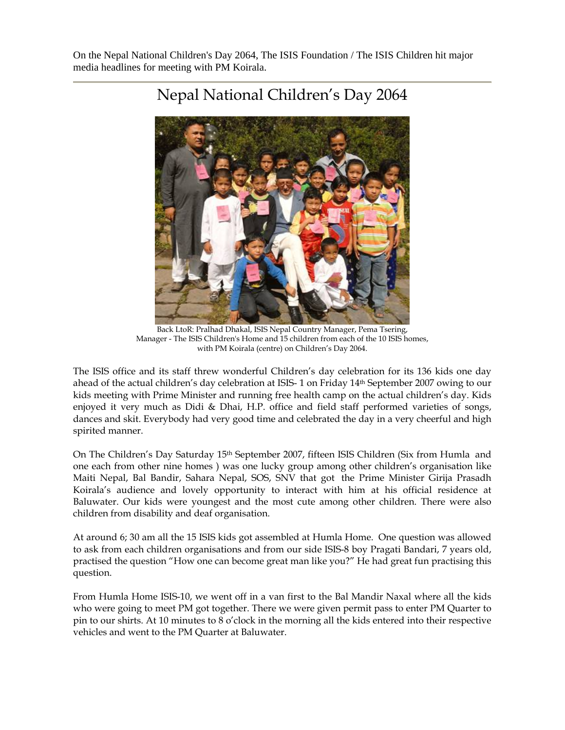On the Nepal National Children's Day 2064, The ISIS Foundation / The ISIS Children hit major media headlines for meeting with PM Koirala.

# Nepal National Children's Day 2064

Back LtoR: Pralhad Dhakal, ISIS Nepal Country Manager, Pema Tsering, Manager - The ISIS Children's Home and 15 children from each of the 10 ISIS homes, with PM Koirala (centre) on Children's Day 2064.

The ISIS office and its staff threw wonderful Children's day celebration for its 136 kids one day ahead of the actual children's day celebration at ISIS- 1 on Friday 14th September 2007 owing to our kids meeting with Prime Minister and running free health camp on the actual children's day. Kids enjoyed it very much as Didi & Dhai, H.P. office and field staff performed varieties of songs, dances and skit. Everybody had very good time and celebrated the day in a very cheerful and high spirited manner.

On The Children's Day Saturday 15th September 2007, fifteen ISIS Children (Six from Humla and one each from other nine homes ) was one lucky group among other children's organisation like Maiti Nepal, Bal Bandir, Sahara Nepal, SOS, SNV that got the Prime Minister Girija Prasadh Koirala's audience and lovely opportunity to interact with him at his official residence at Baluwater. Our kids were youngest and the most cute among other children. There were also children from disability and deaf organisation.

At around 6; 30 am all the 15 ISIS kids got assembled at Humla Home. One question was allowed to ask from each children organisations and from our side ISIS-8 boy Pragati Bandari, 7 years old, practised the question "How one can become great man like you?" He had great fun practising this question.

From Humla Home ISIS-10, we went off in a van first to the Bal Mandir Naxal where all the kids who were going to meet PM got together. There we were given permit pass to enter PM Quarter to pin to our shirts. At 10 minutes to 8 o'clock in the morning all the kids entered into their respective vehicles and went to the PM Quarter at Baluwater.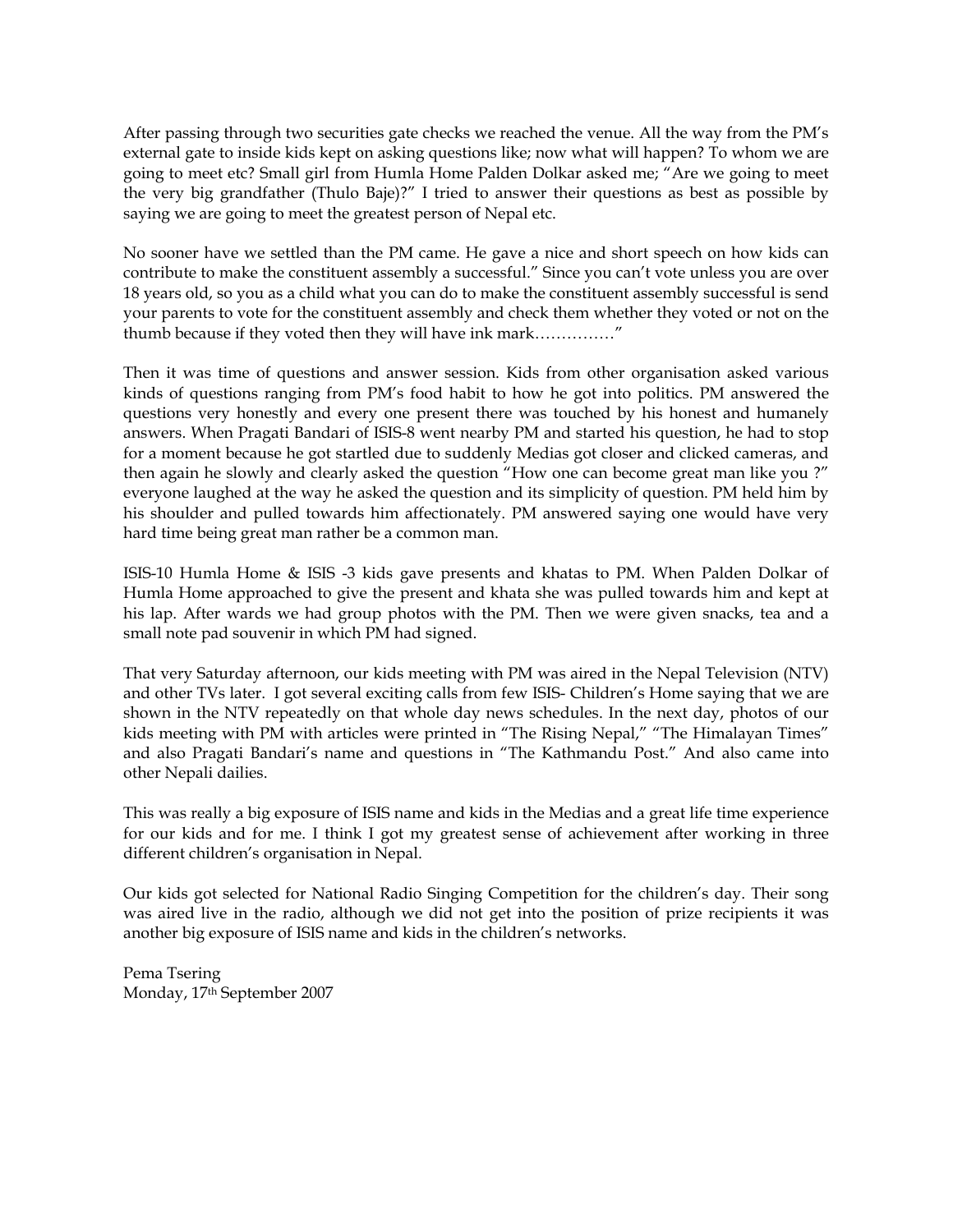After passing through two securities gate checks we reached the venue. All the way from the PM's external gate to inside kids kept on asking questions like; now what will happen? To whom we are going to meet etc? Small girl from Humla Home Palden Dolkar asked me; "Are we going to meet the very big grandfather (Thulo Baje)?" I tried to answer their questions as best as possible by saying we are going to meet the greatest person of Nepal etc.

No sooner have we settled than the PM came. He gave a nice and short speech on how kids can contribute to make the constituent assembly a successful." Since you can't vote unless you are over 18 years old, so you as a child what you can do to make the constituent assembly successful is send your parents to vote for the constituent assembly and check them whether they voted or not on the thumb because if they voted then they will have ink mark……………"

Then it was time of questions and answer session. Kids from other organisation asked various kinds of questions ranging from PM's food habit to how he got into politics. PM answered the questions very honestly and every one present there was touched by his honest and humanely answers. When Pragati Bandari of ISIS-8 went nearby PM and started his question, he had to stop for a moment because he got startled due to suddenly Medias got closer and clicked cameras, and then again he slowly and clearly asked the question "How one can become great man like you ?" everyone laughed at the way he asked the question and its simplicity of question. PM held him by his shoulder and pulled towards him affectionately. PM answered saying one would have very hard time being great man rather be a common man.

ISIS-10 Humla Home & ISIS -3 kids gave presents and khatas to PM. When Palden Dolkar of Humla Home approached to give the present and khata she was pulled towards him and kept at his lap. After wards we had group photos with the PM. Then we were given snacks, tea and a small note pad souvenir in which PM had signed.

That very Saturday afternoon, our kids meeting with PM was aired in the Nepal Television (NTV) and other TVs later. I got several exciting calls from few ISIS- Children's Home saying that we are shown in the NTV repeatedly on that whole day news schedules. In the next day, photos of our kids meeting with PM with articles were printed in "The Rising Nepal," "The Himalayan Times" and also Pragati Bandari's name and questions in "The Kathmandu Post." And also came into other Nepali dailies.

This was really a big exposure of ISIS name and kids in the Medias and a great life time experience for our kids and for me. I think I got my greatest sense of achievement after working in three different children's organisation in Nepal.

Our kids got selected for National Radio Singing Competition for the children's day. Their song was aired live in the radio, although we did not get into the position of prize recipients it was another big exposure of ISIS name and kids in the children's networks.

Pema Tsering
Monday, 17th September 2007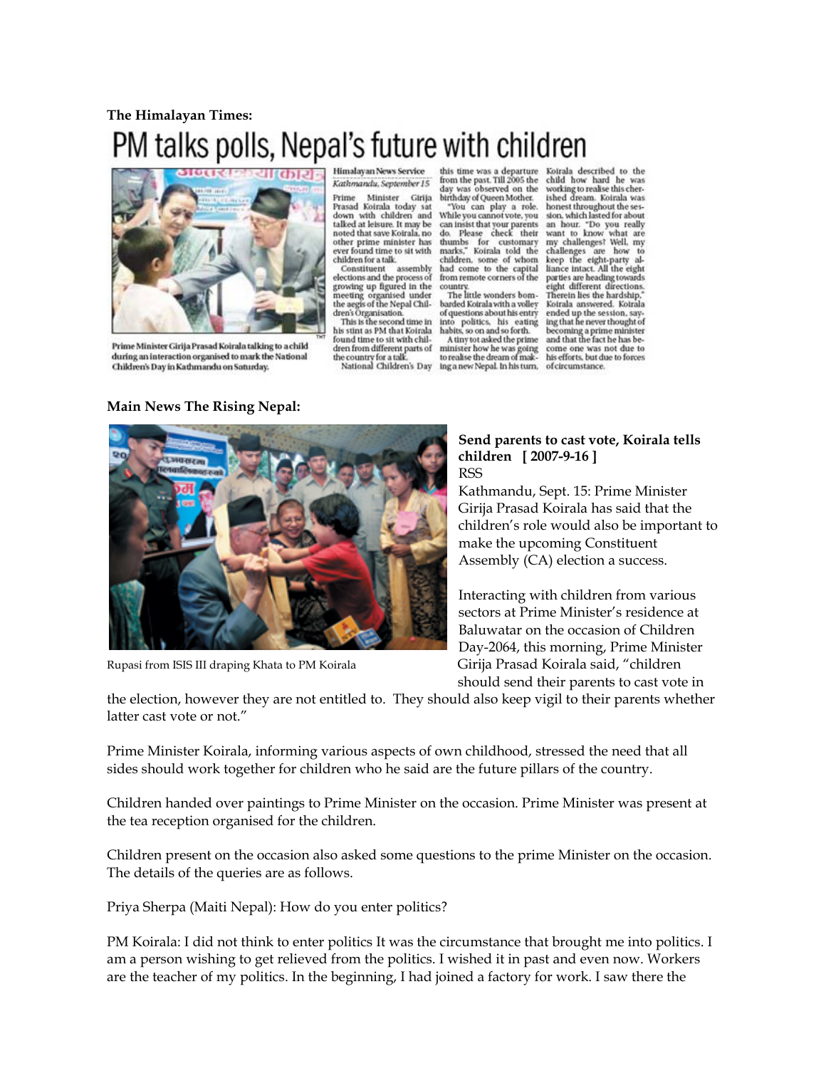**The Himalayan Times:**

# PM talks polls, Nepal's future with children

Prime Minister Girija Prasad Koirala talking to a child during an interaction organised to mark the National Children's Day in Kathmandu on Saturday.

Himalayan News Service

*Kathmandu, September 15*

Prime Minister Girija Prasad Koirala today sat down with children and talked at leisure. It may be noted that save Koirala, no other prime minister has ever found time to sit with children for a talk.

Constituent assembly elections and the process of growing up figured in the meeting organised under the aegis of the Nepal Children's Organisation.

This is the second time in his stint as PM that Koirala found time to sit with children from different parts of the country for a talk.

National Children's Day this time was a departure from the past. Till 2005 the day was observed on the birthday of Queen Mother.

"You can play a role. While you cannot vote, you can insist that your parents do. Please check their thumbs for customary marks," Koirala told the children, some of whom had come to the capital from remote corners of the country.

The little wonders bombarded Koirala with a volley of questions about his entry into politics, his eating habits, so on and so forth.

A tiny tot asked the prime minister how he was going to realise the dream of making a new Nepal. In his turn, Koirala described to the child how hard he was working to realise this cherished dream. Koirala was honest throughout the session, which lasted for about an hour. "Do you really want to know what are my challenges? Well, my challenges are how to keep the eight-party alliance intact. All the eight parties are heading towards eight different directions. Therein lies the hardship," Koirala answered. Koirala ended up the session, saying that he never thought of becoming a prime minister and that the fact he has become one was not due to his efforts, but due to forces of circumstance.

**Main News The Rising Nepal:**

Rupasi from ISIS III draping Khata to PM Koirala

**Send parents to cast vote, Koirala tells children [ 2007-9-16 ]**

RSS

Kathmandu, Sept. 15: Prime Minister Girija Prasad Koirala has said that the children's role would also be important to make the upcoming Constituent Assembly (CA) election a success.

Interacting with children from various sectors at Prime Minister's residence at Baluwatar on the occasion of Children Day-2064, this morning, Prime Minister Girija Prasad Koirala said, "children should send their parents to cast vote in the election, however they are not entitled to. They should also keep vigil to their parents whether latter cast vote or not."

Prime Minister Koirala, informing various aspects of own childhood, stressed the need that all sides should work together for children who he said are the future pillars of the country.

Children handed over paintings to Prime Minister on the occasion. Prime Minister was present at the tea reception organised for the children.

Children present on the occasion also asked some questions to the prime Minister on the occasion. The details of the queries are as follows.

Priya Sherpa (Maiti Nepal): How do you enter politics?

PM Koirala: I did not think to enter politics It was the circumstance that brought me into politics. I am a person wishing to get relieved from the politics. I wished it in past and even now. Workers are the teacher of my politics. In the beginning, I had joined a factory for work. I saw there the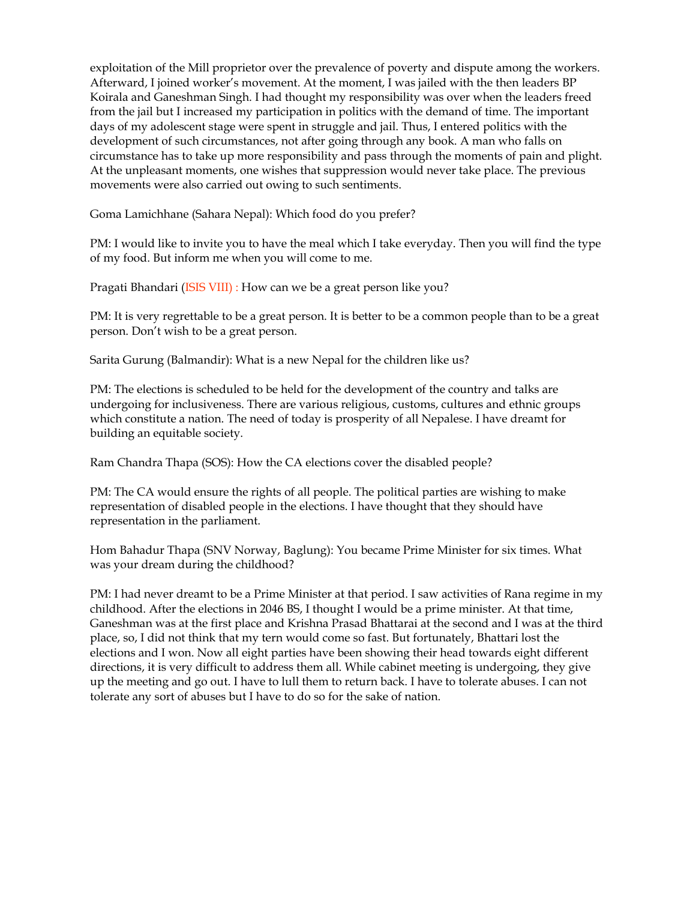exploitation of the Mill proprietor over the prevalence of poverty and dispute among the workers. Afterward, I joined worker's movement. At the moment, I was jailed with the then leaders BP Koirala and Ganeshman Singh. I had thought my responsibility was over when the leaders freed from the jail but I increased my participation in politics with the demand of time. The important days of my adolescent stage were spent in struggle and jail. Thus, I entered politics with the development of such circumstances, not after going through any book. A man who falls on circumstance has to take up more responsibility and pass through the moments of pain and plight. At the unpleasant moments, one wishes that suppression would never take place. The previous movements were also carried out owing to such sentiments.

Goma Lamichhane (Sahara Nepal): Which food do you prefer?

PM: I would like to invite you to have the meal which I take everyday. Then you will find the type of my food. But inform me when you will come to me.

Pragati Bhandari (ISIS VIII) : How can we be a great person like you?

PM: It is very regrettable to be a great person. It is better to be a common people than to be a great person. Don't wish to be a great person.

Sarita Gurung (Balmandir): What is a new Nepal for the children like us?

PM: The elections is scheduled to be held for the development of the country and talks are undergoing for inclusiveness. There are various religious, customs, cultures and ethnic groups which constitute a nation. The need of today is prosperity of all Nepalese. I have dreamt for building an equitable society.

Ram Chandra Thapa (SOS): How the CA elections cover the disabled people?

PM: The CA would ensure the rights of all people. The political parties are wishing to make representation of disabled people in the elections. I have thought that they should have representation in the parliament.

Hom Bahadur Thapa (SNV Norway, Baglung): You became Prime Minister for six times. What was your dream during the childhood?

PM: I had never dreamt to be a Prime Minister at that period. I saw activities of Rana regime in my childhood. After the elections in 2046 BS, I thought I would be a prime minister. At that time, Ganeshman was at the first place and Krishna Prasad Bhattarai at the second and I was at the third place, so, I did not think that my tern would come so fast. But fortunately, Bhattari lost the elections and I won. Now all eight parties have been showing their head towards eight different directions, it is very difficult to address them all. While cabinet meeting is undergoing, they give up the meeting and go out. I have to lull them to return back. I have to tolerate abuses. I can not tolerate any sort of abuses but I have to do so for the sake of nation.